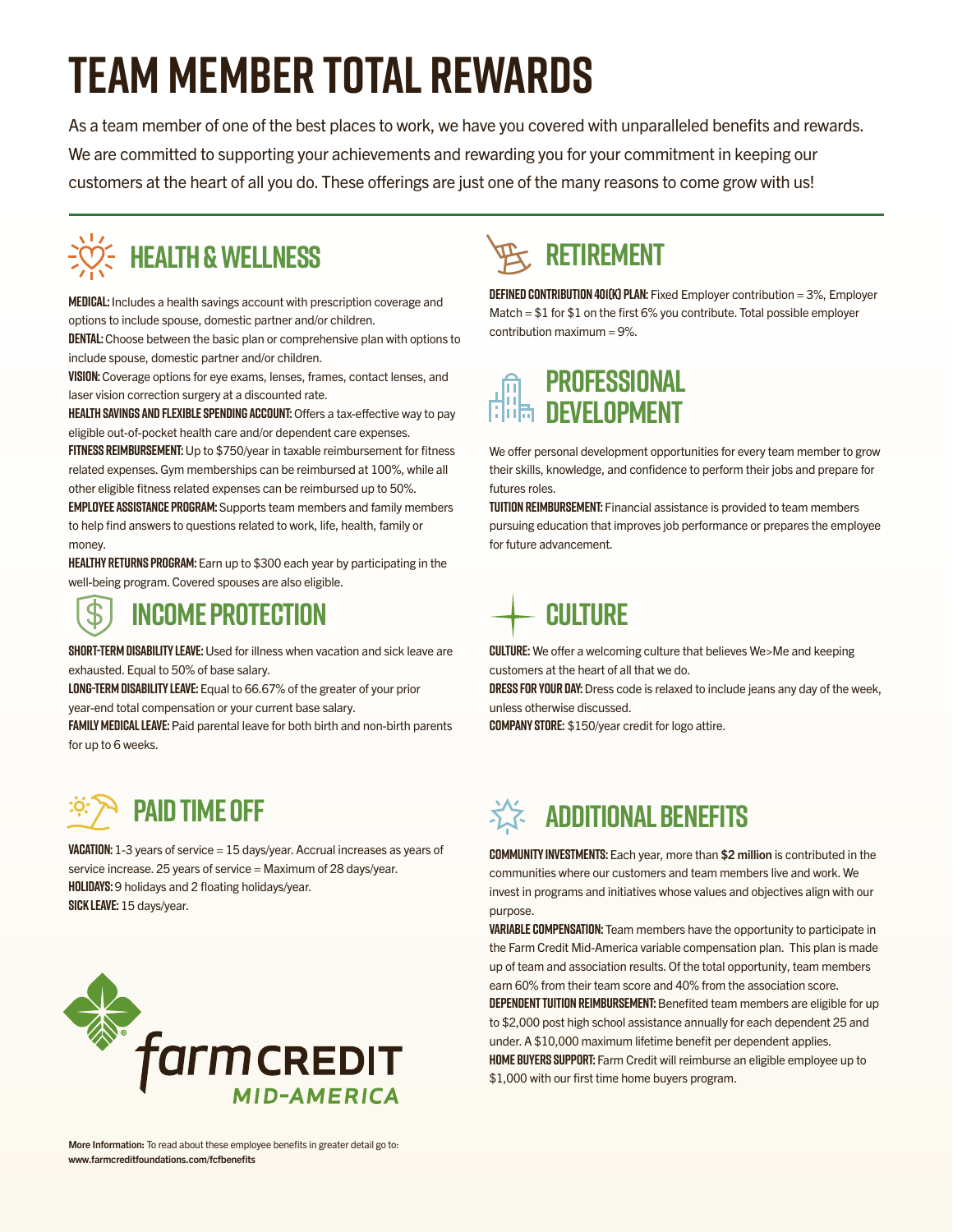# TEAM MEMBER TOTAL REWARDS

As a team member of one of the best places to work, we have you covered with unparalleled benefits and rewards. We are committed to supporting your achievements and rewarding you for your commitment in keeping our customers at the heart of all you do. These offerings are just one of the many reasons to come grow with us!

## HEALTH & WELLNESS

**MEDICAL:** Includes a health savings account with prescription coverage and options to include spouse, domestic partner and/or children.

**DENTAL:** Choose between the basic plan or comprehensive plan with options to include spouse, domestic partner and/or children.

**VISION:** Coverage options for eye exams, lenses, frames, contact lenses, and laser vision correction surgery at a discounted rate.

**HEALTH SAVINGS AND FLEXIBLE SPENDING ACCOUNT:** Offers a tax-effective way to pay eligible out-of-pocket health care and/or dependent care expenses.

**FITNESS REIMBURSEMENT:** Up to $750/year in taxable reimbursement for fitness related expenses. Gym memberships can be reimbursed at 100%, while all other eligible fitness related expenses can be reimbursed up to 50%.

**EMPLOYEE ASSISTANCE PROGRAM:** Supports team members and family members to help find answers to questions related to work, life, health, family or money.

**HEALTHY RETURNS PROGRAM:** Earn up to $300 each year by participating in the well-being program. Covered spouses are also eligible.

## INCOME PROTECTION

**SHORT-TERM DISABILITY LEAVE:** Used for illness when vacation and sick leave are exhausted. Equal to 50% of base salary.

**LONG-TERM DISABILITY LEAVE:** Equal to 66.67% of the greater of your prior year-end total compensation or your current base salary.

**FAMILY MEDICAL LEAVE:** Paid parental leave for both birth and non-birth parents for up to 6 weeks.

## PAID TIME OFF

**VACATION:** 1-3 years of service = 15 days/year. Accrual increases as years of service increase. 25 years of service = Maximum of 28 days/year.

**HOLIDAYS:** 9 holidays and 2 floating holidays/year.

**SICK LEAVE:** 15 days/year.

## RETIREMENT

**DEFINED CONTRIBUTION 401(K) PLAN:** Fixed Employer contribution = 3%, Employer Match = $1 for $1 on the first 6% you contribute. Total possible employer contribution maximum = 9%.

## PROFESSIONAL DEVELOPMENT

We offer personal development opportunities for every team member to grow their skills, knowledge, and confidence to perform their jobs and prepare for futures roles.

**TUITION REIMBURSEMENT:** Financial assistance is provided to team members pursuing education that improves job performance or prepares the employee for future advancement.

## CULTURE

**CULTURE:** We offer a welcoming culture that believes We>Me and keeping customers at the heart of all that we do.

**DRESS FOR YOUR DAY:** Dress code is relaxed to include jeans any day of the week, unless otherwise discussed.

**COMPANY STORE:** $150/year credit for logo attire.

## ADDITIONAL BENEFITS

**COMMUNITY INVESTMENTS:** Each year, more than **$2 million** is contributed in the communities where our customers and team members live and work. We invest in programs and initiatives whose values and objectives align with our purpose.

**VARIABLE COMPENSATION:** Team members have the opportunity to participate in the Farm Credit Mid-America variable compensation plan. This plan is made up of team and association results. Of the total opportunity, team members earn 60% from their team score and 40% from the association score.

**DEPENDENT TUITION REIMBURSEMENT:** Benefited team members are eligible for up to $2,000 post high school assistance annually for each dependent 25 and under. A $10,000 maximum lifetime benefit per dependent applies.

**HOME BUYERS SUPPORT:** Farm Credit will reimburse an eligible employee up to $1,000 with our first time home buyers program.

farm CREDIT MID-AMERICA

**More Information:** To read about these employee benefits in greater detail go to: **www.farmcreditfoundations.com/fcfbenefits**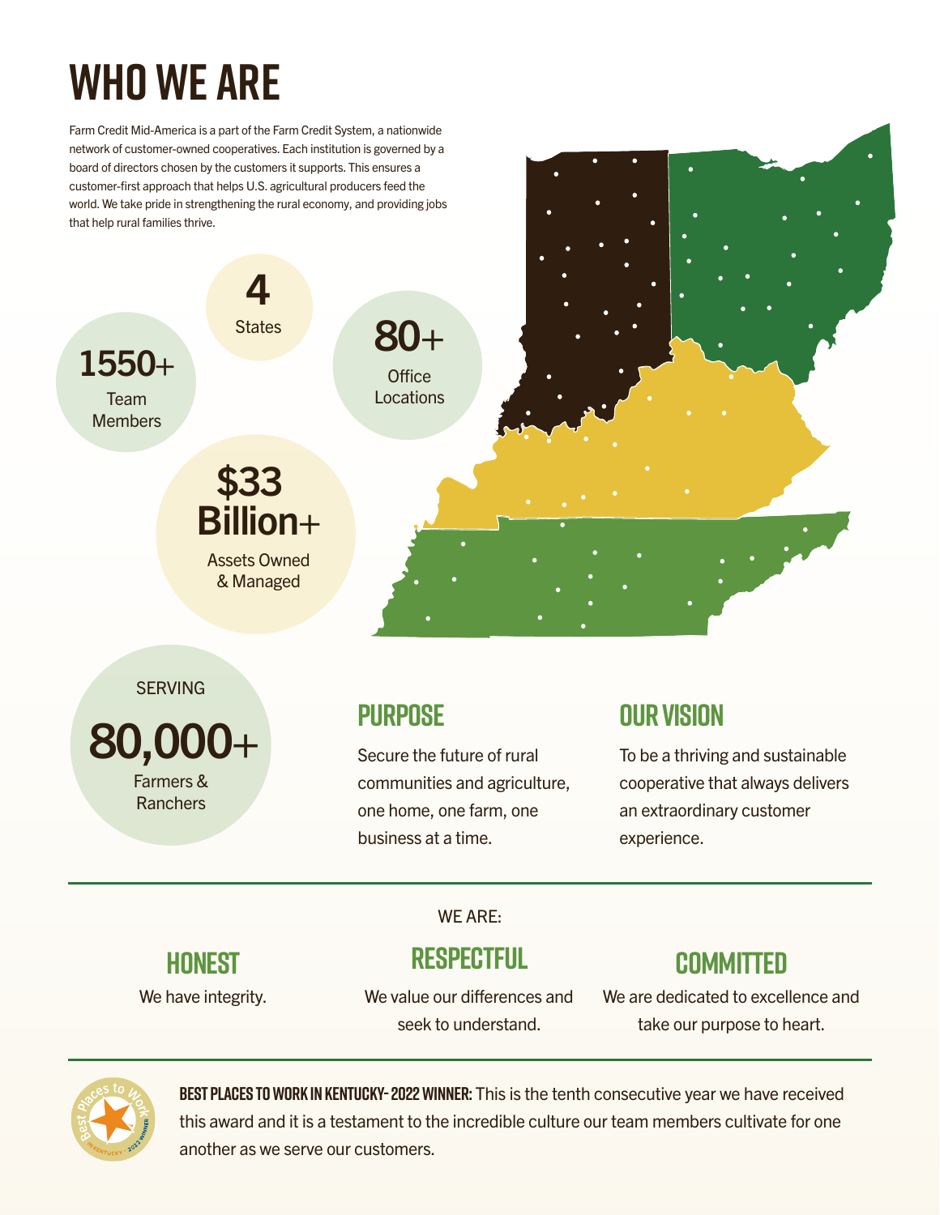# WHO WE ARE

Farm Credit Mid-America is a part of the Farm Credit System, a nationwide network of customer-owned cooperatives. Each institution is governed by a board of directors chosen by the customers it supports. This ensures a customer-first approach that helps U.S. agricultural producers feed the world. We take pride in strengthening the rural economy, and providing jobs that help rural families thrive.

**4**
States

**80+**
Office Locations

**1550+**
Team Members

**$33 Billion+**
Assets Owned & Managed

SERVING
**80,000+**
Farmers & Ranchers

## PURPOSE

Secure the future of rural communities and agriculture, one home, one farm, one business at a time.

## OUR VISION

To be a thriving and sustainable cooperative that always delivers an extraordinary customer experience.

---

WE ARE:

## HONEST

We have integrity.

## RESPECTFUL

We value our differences and seek to understand.

## COMMITTED

We are dedicated to excellence and take our purpose to heart.

---

**BEST PLACES TO WORK IN KENTUCKY- 2022 WINNER:** This is the tenth consecutive year we have received this award and it is a testament to the incredible culture our team members cultivate for one another as we serve our customers.